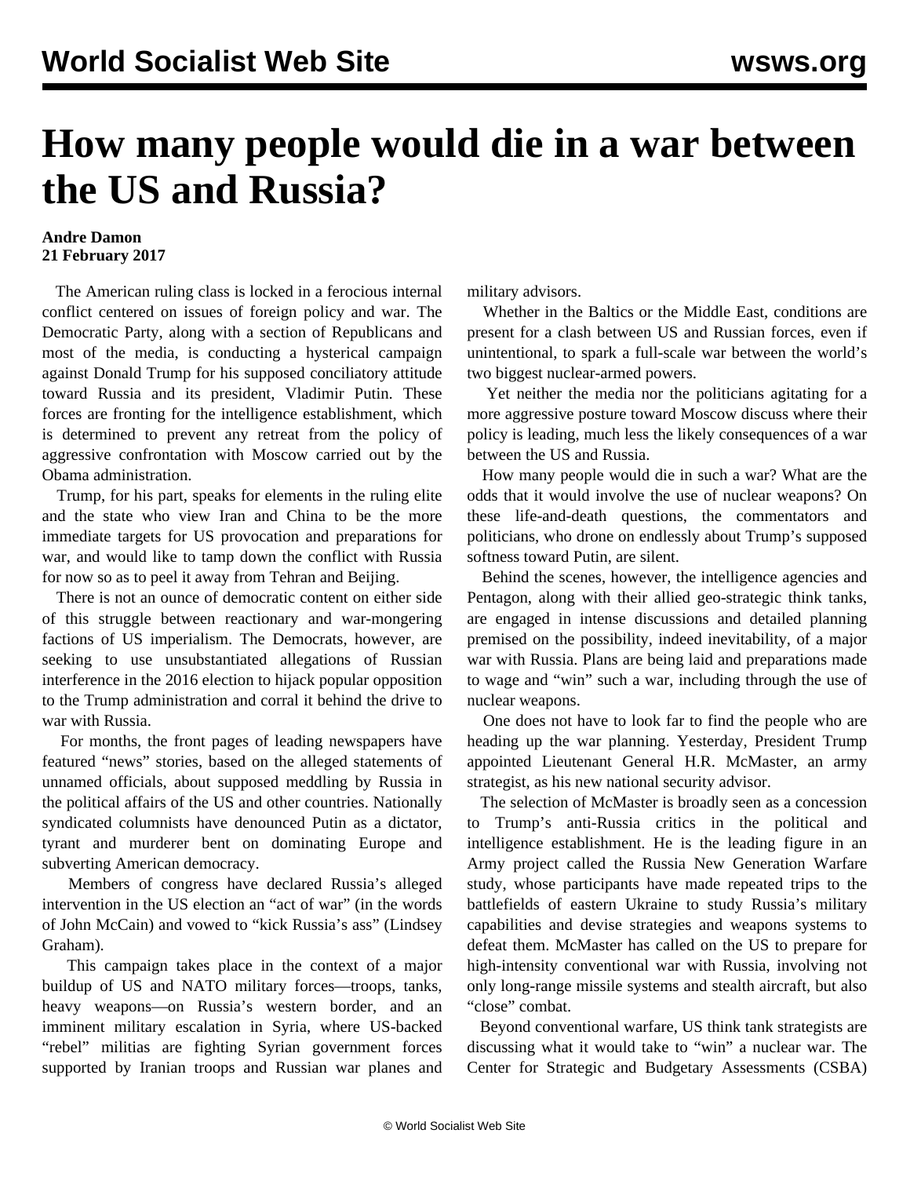# How many people would die in a war between the US and Russia?

**Andre Damon**
**21 February 2017**

The American ruling class is locked in a ferocious internal conflict centered on issues of foreign policy and war. The Democratic Party, along with a section of Republicans and most of the media, is conducting a hysterical campaign against Donald Trump for his supposed conciliatory attitude toward Russia and its president, Vladimir Putin. These forces are fronting for the intelligence establishment, which is determined to prevent any retreat from the policy of aggressive confrontation with Moscow carried out by the Obama administration.

Trump, for his part, speaks for elements in the ruling elite and the state who view Iran and China to be the more immediate targets for US provocation and preparations for war, and would like to tamp down the conflict with Russia for now so as to peel it away from Tehran and Beijing.

There is not an ounce of democratic content on either side of this struggle between reactionary and war-mongering factions of US imperialism. The Democrats, however, are seeking to use unsubstantiated allegations of Russian interference in the 2016 election to hijack popular opposition to the Trump administration and corral it behind the drive to war with Russia.

For months, the front pages of leading newspapers have featured "news" stories, based on the alleged statements of unnamed officials, about supposed meddling by Russia in the political affairs of the US and other countries. Nationally syndicated columnists have denounced Putin as a dictator, tyrant and murderer bent on dominating Europe and subverting American democracy.

Members of congress have declared Russia's alleged intervention in the US election an "act of war" (in the words of John McCain) and vowed to "kick Russia's ass" (Lindsey Graham).

This campaign takes place in the context of a major buildup of US and NATO military forces—troops, tanks, heavy weapons—on Russia's western border, and an imminent military escalation in Syria, where US-backed "rebel" militias are fighting Syrian government forces supported by Iranian troops and Russian war planes and military advisors.

Whether in the Baltics or the Middle East, conditions are present for a clash between US and Russian forces, even if unintentional, to spark a full-scale war between the world's two biggest nuclear-armed powers.

Yet neither the media nor the politicians agitating for a more aggressive posture toward Moscow discuss where their policy is leading, much less the likely consequences of a war between the US and Russia.

How many people would die in such a war? What are the odds that it would involve the use of nuclear weapons? On these life-and-death questions, the commentators and politicians, who drone on endlessly about Trump's supposed softness toward Putin, are silent.

Behind the scenes, however, the intelligence agencies and Pentagon, along with their allied geo-strategic think tanks, are engaged in intense discussions and detailed planning premised on the possibility, indeed inevitability, of a major war with Russia. Plans are being laid and preparations made to wage and "win" such a war, including through the use of nuclear weapons.

One does not have to look far to find the people who are heading up the war planning. Yesterday, President Trump appointed Lieutenant General H.R. McMaster, an army strategist, as his new national security advisor.

The selection of McMaster is broadly seen as a concession to Trump's anti-Russia critics in the political and intelligence establishment. He is the leading figure in an Army project called the Russia New Generation Warfare study, whose participants have made repeated trips to the battlefields of eastern Ukraine to study Russia's military capabilities and devise strategies and weapons systems to defeat them. McMaster has called on the US to prepare for high-intensity conventional war with Russia, involving not only long-range missile systems and stealth aircraft, but also "close" combat.

Beyond conventional warfare, US think tank strategists are discussing what it would take to "win" a nuclear war. The Center for Strategic and Budgetary Assessments (CSBA)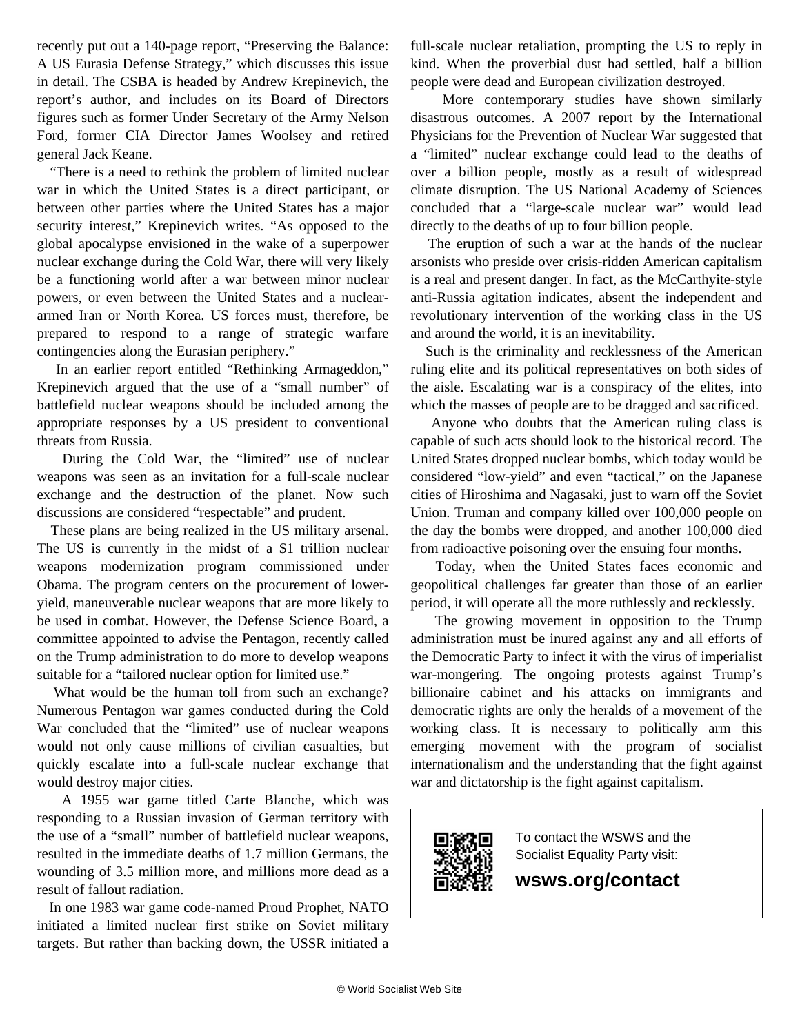recently put out a 140-page report, "Preserving the Balance: A US Eurasia Defense Strategy," which discusses this issue in detail. The CSBA is headed by Andrew Krepinevich, the report's author, and includes on its Board of Directors figures such as former Under Secretary of the Army Nelson Ford, former CIA Director James Woolsey and retired general Jack Keane.

"There is a need to rethink the problem of limited nuclear war in which the United States is a direct participant, or between other parties where the United States has a major security interest," Krepinevich writes. "As opposed to the global apocalypse envisioned in the wake of a superpower nuclear exchange during the Cold War, there will very likely be a functioning world after a war between minor nuclear powers, or even between the United States and a nuclear-armed Iran or North Korea. US forces must, therefore, be prepared to respond to a range of strategic warfare contingencies along the Eurasian periphery."

In an earlier report entitled "Rethinking Armageddon," Krepinevich argued that the use of a "small number" of battlefield nuclear weapons should be included among the appropriate responses by a US president to conventional threats from Russia.

During the Cold War, the "limited" use of nuclear weapons was seen as an invitation for a full-scale nuclear exchange and the destruction of the planet. Now such discussions are considered "respectable" and prudent.

These plans are being realized in the US military arsenal. The US is currently in the midst of a $1 trillion nuclear weapons modernization program commissioned under Obama. The program centers on the procurement of lower-yield, maneuverable nuclear weapons that are more likely to be used in combat. However, the Defense Science Board, a committee appointed to advise the Pentagon, recently called on the Trump administration to do more to develop weapons suitable for a "tailored nuclear option for limited use."

What would be the human toll from such an exchange? Numerous Pentagon war games conducted during the Cold War concluded that the "limited" use of nuclear weapons would not only cause millions of civilian casualties, but quickly escalate into a full-scale nuclear exchange that would destroy major cities.

A 1955 war game titled Carte Blanche, which was responding to a Russian invasion of German territory with the use of a "small" number of battlefield nuclear weapons, resulted in the immediate deaths of 1.7 million Germans, the wounding of 3.5 million more, and millions more dead as a result of fallout radiation.

In one 1983 war game code-named Proud Prophet, NATO initiated a limited nuclear first strike on Soviet military targets. But rather than backing down, the USSR initiated a full-scale nuclear retaliation, prompting the US to reply in kind. When the proverbial dust had settled, half a billion people were dead and European civilization destroyed.

More contemporary studies have shown similarly disastrous outcomes. A 2007 report by the International Physicians for the Prevention of Nuclear War suggested that a "limited" nuclear exchange could lead to the deaths of over a billion people, mostly as a result of widespread climate disruption. The US National Academy of Sciences concluded that a "large-scale nuclear war" would lead directly to the deaths of up to four billion people.

The eruption of such a war at the hands of the nuclear arsonists who preside over crisis-ridden American capitalism is a real and present danger. In fact, as the McCarthyite-style anti-Russia agitation indicates, absent the independent and revolutionary intervention of the working class in the US and around the world, it is an inevitability.

Such is the criminality and recklessness of the American ruling elite and its political representatives on both sides of the aisle. Escalating war is a conspiracy of the elites, into which the masses of people are to be dragged and sacrificed.

Anyone who doubts that the American ruling class is capable of such acts should look to the historical record. The United States dropped nuclear bombs, which today would be considered "low-yield" and even "tactical," on the Japanese cities of Hiroshima and Nagasaki, just to warn off the Soviet Union. Truman and company killed over 100,000 people on the day the bombs were dropped, and another 100,000 died from radioactive poisoning over the ensuing four months.

Today, when the United States faces economic and geopolitical challenges far greater than those of an earlier period, it will operate all the more ruthlessly and recklessly.

The growing movement in opposition to the Trump administration must be inured against any and all efforts of the Democratic Party to infect it with the virus of imperialist war-mongering. The ongoing protests against Trump's billionaire cabinet and his attacks on immigrants and democratic rights are only the heralds of a movement of the working class. It is necessary to politically arm this emerging movement with the program of socialist internationalism and the understanding that the fight against war and dictatorship is the fight against capitalism.

To contact the WSWS and the Socialist Equality Party visit:

**wsws.org/contact**